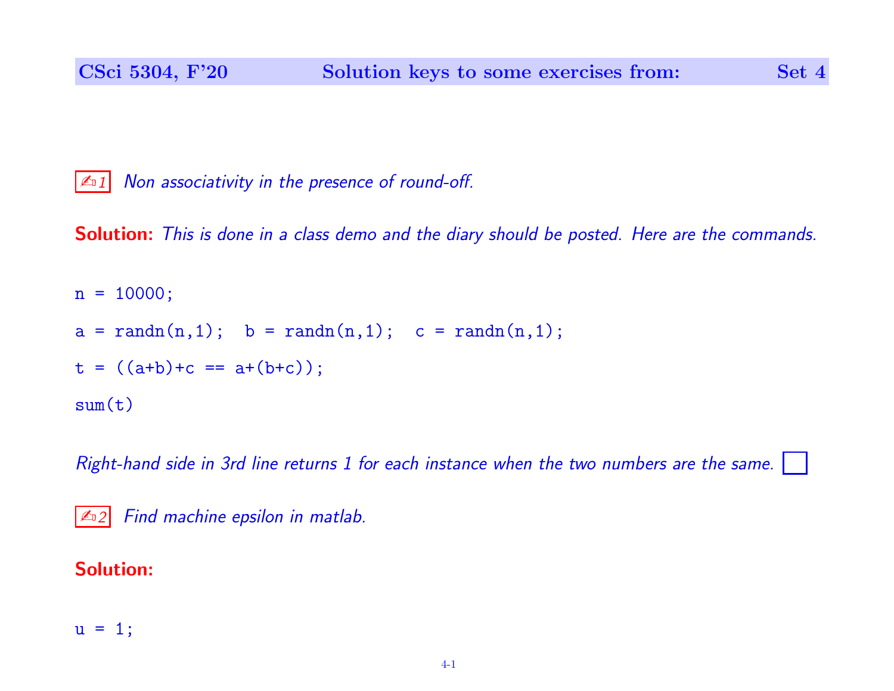**CSci 5304, F'20 — Solution keys to some exercises from: Set 4**

✍1 *Non associativity in the presence of round-off.*

**Solution:** *This is done in a class demo and the diary should be posted. Here are the commands.*

```
n = 10000;
a = randn(n,1);  b = randn(n,1);  c = randn(n,1);
t = ((a+b)+c == a+(b+c));
sum(t)
```

*Right-hand side in 3rd line returns 1 for each instance when the two numbers are the same.* ☐

✍2 *Find machine epsilon in matlab.*

**Solution:**

```
u = 1;
```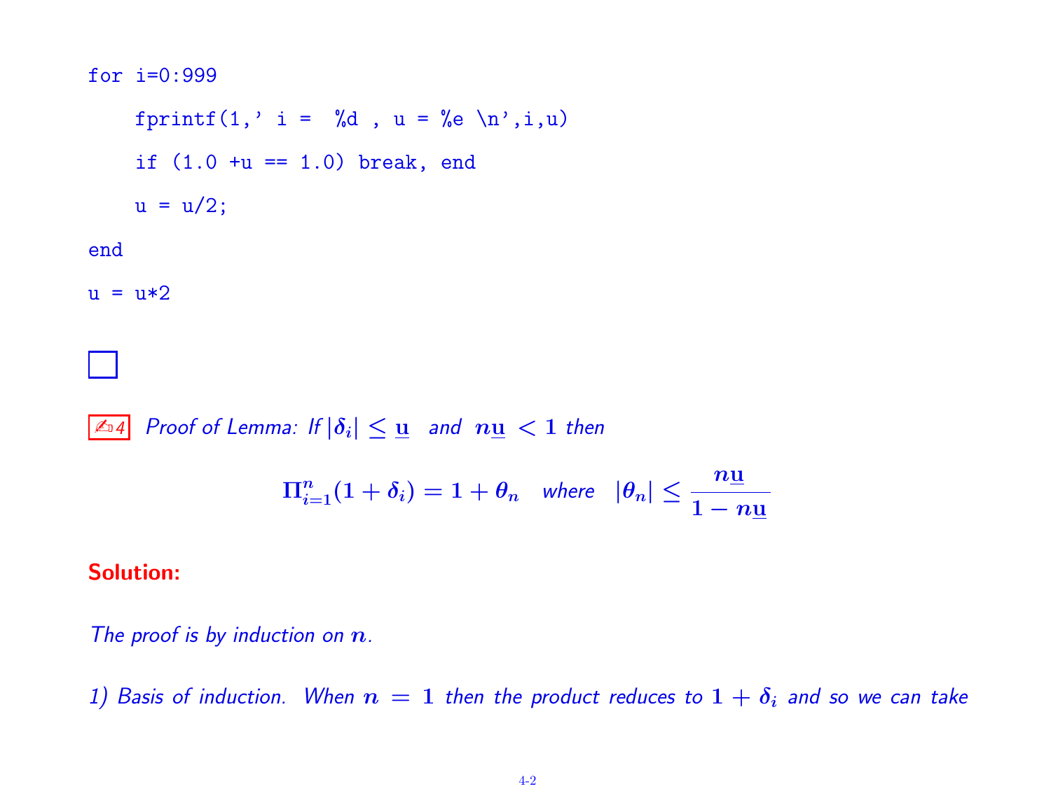```
for i=0:999
    fprintf(1,' i =  %d , u = %e \n',i,u)
    if (1.0 +u == 1.0) break, end
    u = u/2;
end
u = u*2
```

□

✍4 *Proof of Lemma: If* $|\delta_i| \le \underline{\mathbf{u}}$ *and* $n\underline{\mathbf{u}} < 1$ *then*

$$\Pi_{i=1}^{n}(1+\delta_i) = 1 + \theta_n \quad \textit{where} \quad |\theta_n| \le \frac{n\underline{\mathbf{u}}}{1 - n\underline{\mathbf{u}}}$$

**Solution:**

*The proof is by induction on* $n$.

*1) Basis of induction. When* $n = 1$ *then the product reduces to* $1 + \delta_i$ *and so we can take*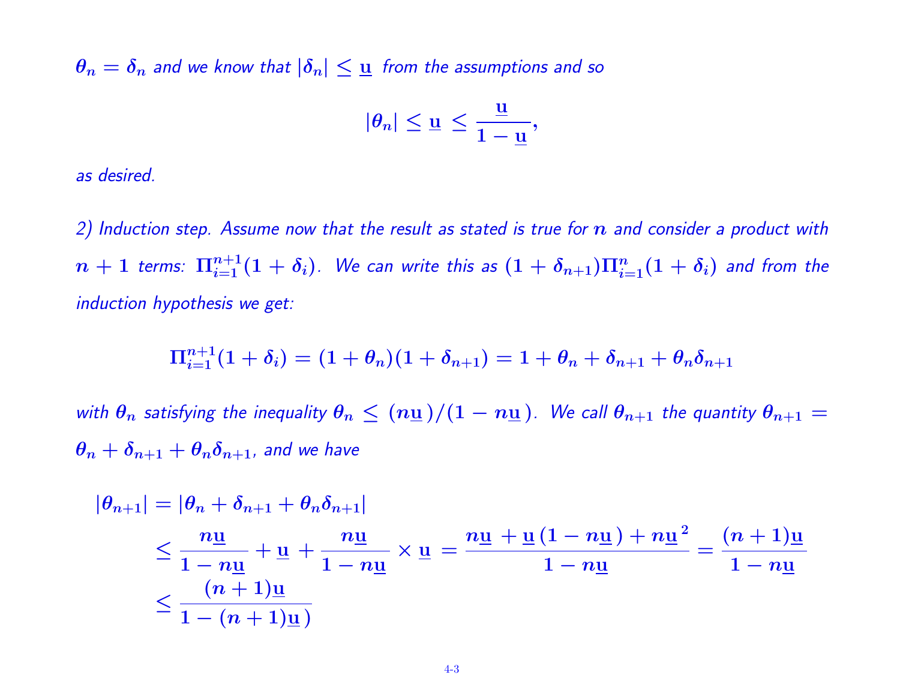*$\theta_n = \delta_n$ and we know that $|\delta_n| \leq \underline{\mathbf{u}}$ from the assumptions and so*

$$|\theta_n| \leq \underline{\mathbf{u}} \leq \frac{\underline{\mathbf{u}}}{1 - \underline{\mathbf{u}}},$$

*as desired.*

*2) Induction step. Assume now that the result as stated is true for $n$ and consider a product with $n+1$ terms: $\Pi_{i=1}^{n+1}(1+\delta_i)$. We can write this as $(1+\delta_{n+1})\Pi_{i=1}^{n}(1+\delta_i)$ and from the induction hypothesis we get:*

$$\Pi_{i=1}^{n+1}(1+\delta_i) = (1+\theta_n)(1+\delta_{n+1}) = 1 + \theta_n + \delta_{n+1} + \theta_n\delta_{n+1}$$

*with $\theta_n$ satisfying the inequality $\theta_n \leq (n\underline{\mathbf{u}})/(1-n\underline{\mathbf{u}})$. We call $\theta_{n+1}$ the quantity $\theta_{n+1} = \theta_n + \delta_{n+1} + \theta_n\delta_{n+1}$, and we have*

$$\begin{aligned}
|\theta_{n+1}| &= |\theta_n + \delta_{n+1} + \theta_n\delta_{n+1}| \\
&\leq \frac{n\underline{\mathbf{u}}}{1-n\underline{\mathbf{u}}} + \underline{\mathbf{u}} + \frac{n\underline{\mathbf{u}}}{1-n\underline{\mathbf{u}}} \times \underline{\mathbf{u}} = \frac{n\underline{\mathbf{u}} + \underline{\mathbf{u}}\,(1-n\underline{\mathbf{u}}) + n\underline{\mathbf{u}}^2}{1-n\underline{\mathbf{u}}} = \frac{(n+1)\underline{\mathbf{u}}}{1-n\underline{\mathbf{u}}} \\
&\leq \frac{(n+1)\underline{\mathbf{u}}}{1-(n+1)\underline{\mathbf{u}}}
\end{aligned}$$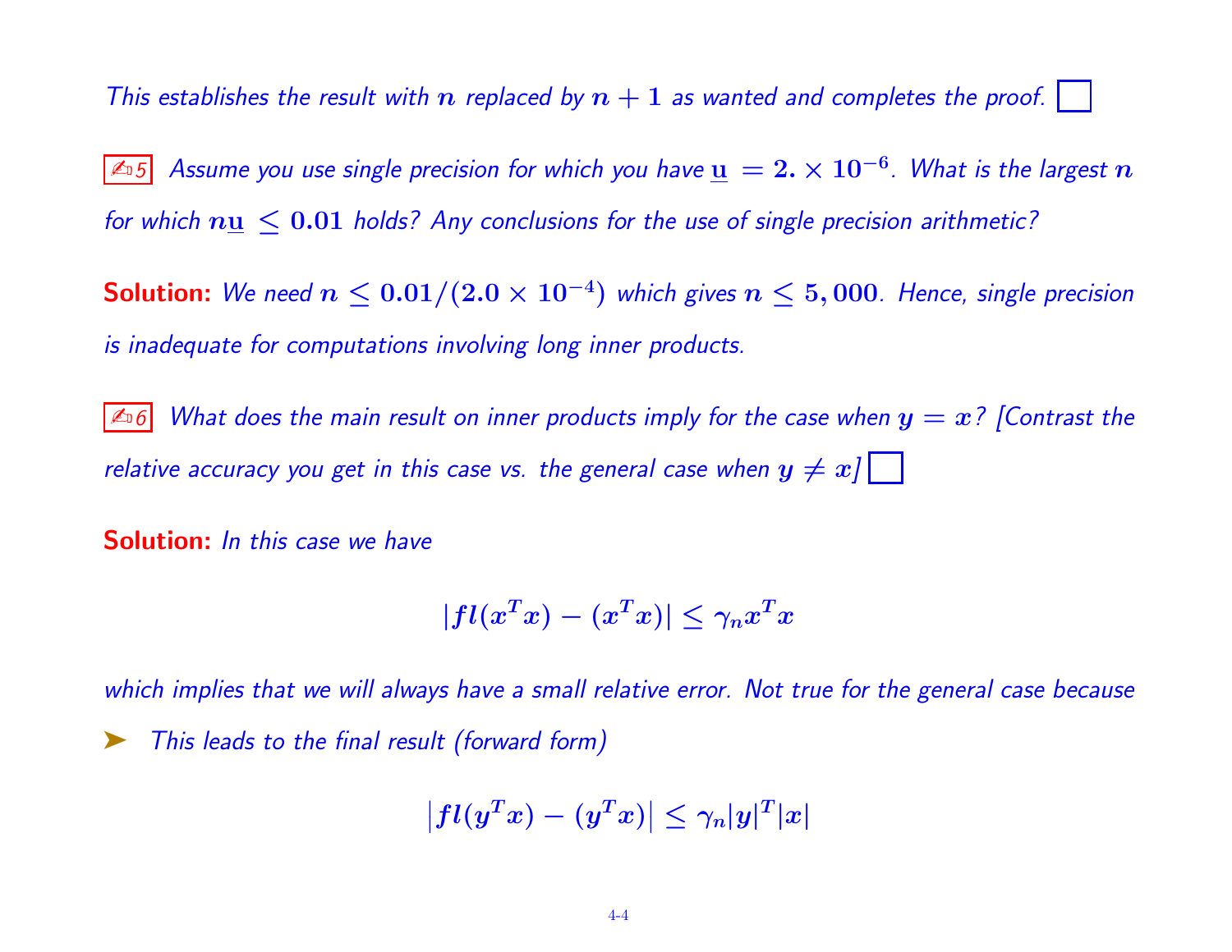*This establishes the result with $n$ replaced by $n+1$ as wanted and completes the proof.* $\square$

✍5 *Assume you use single precision for which you have $\underline{\mathbf{u}} = 2. \times 10^{-6}$. What is the largest $n$ for which $n\underline{\mathbf{u}} \leq 0.01$ holds? Any conclusions for the use of single precision arithmetic?*

**Solution:** *We need $n \leq 0.01/(2.0 \times 10^{-4})$ which gives $n \leq 5,000$. Hence, single precision is inadequate for computations involving long inner products.*

✍6 *What does the main result on inner products imply for the case when $y = x$? [Contrast the relative accuracy you get in this case vs. the general case when $y \neq x$]* $\square$

**Solution:** *In this case we have*

$$|fl(x^T x) - (x^T x)| \leq \gamma_n x^T x$$

*which implies that we will always have a small relative error. Not true for the general case because*

➤ *This leads to the final result (forward form)*

$$\left|fl(y^T x) - (y^T x)\right| \leq \gamma_n |y|^T |x|$$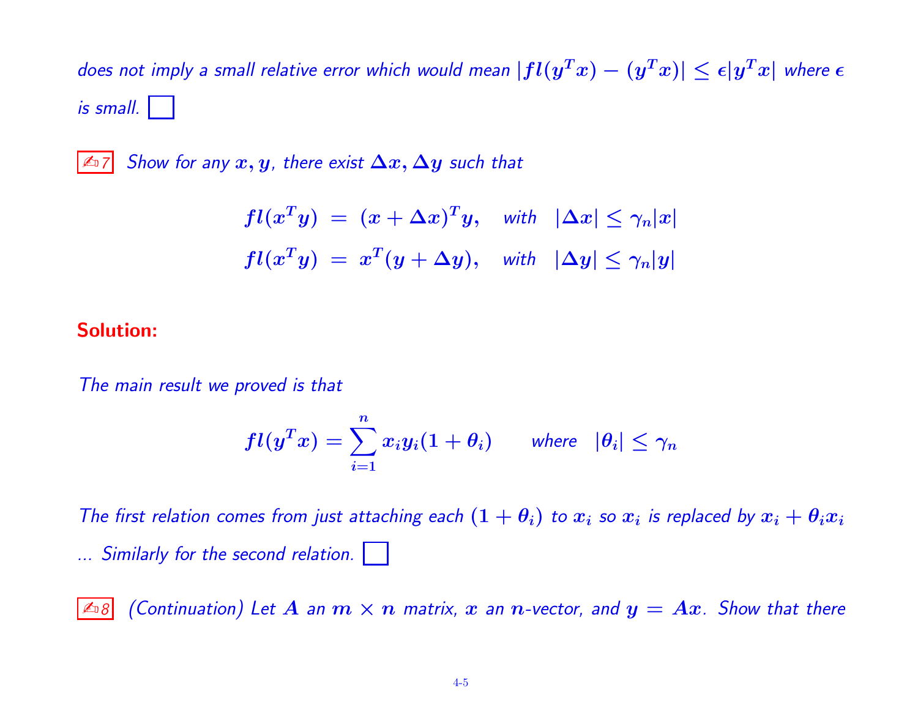*does not imply a small relative error which would mean $|fl(y^Tx) - (y^Tx)| \le \epsilon |y^Tx|$ where $\epsilon$ is small.* ☐

✍ 7 *Show for any $x, y$, there exist $\Delta x, \Delta y$ such that*

$$fl(x^Ty) \; = \; (x + \Delta x)^T y, \quad \textit{with} \quad |\Delta x| \le \gamma_n |x|$$

$$fl(x^Ty) \; = \; x^T (y + \Delta y), \quad \textit{with} \quad |\Delta y| \le \gamma_n |y|$$

**Solution:**

*The main result we proved is that*

$$fl(y^Tx) = \sum_{i=1}^{n} x_i y_i (1 + \theta_i) \qquad \textit{where} \quad |\theta_i| \le \gamma_n$$

*The first relation comes from just attaching each $(1 + \theta_i)$ to $x_i$ so $x_i$ is replaced by $x_i + \theta_i x_i$ ... Similarly for the second relation.* ☐

✍ 8 *(Continuation) Let $A$ an $m \times n$ matrix, $x$ an $n$-vector, and $y = Ax$. Show that there*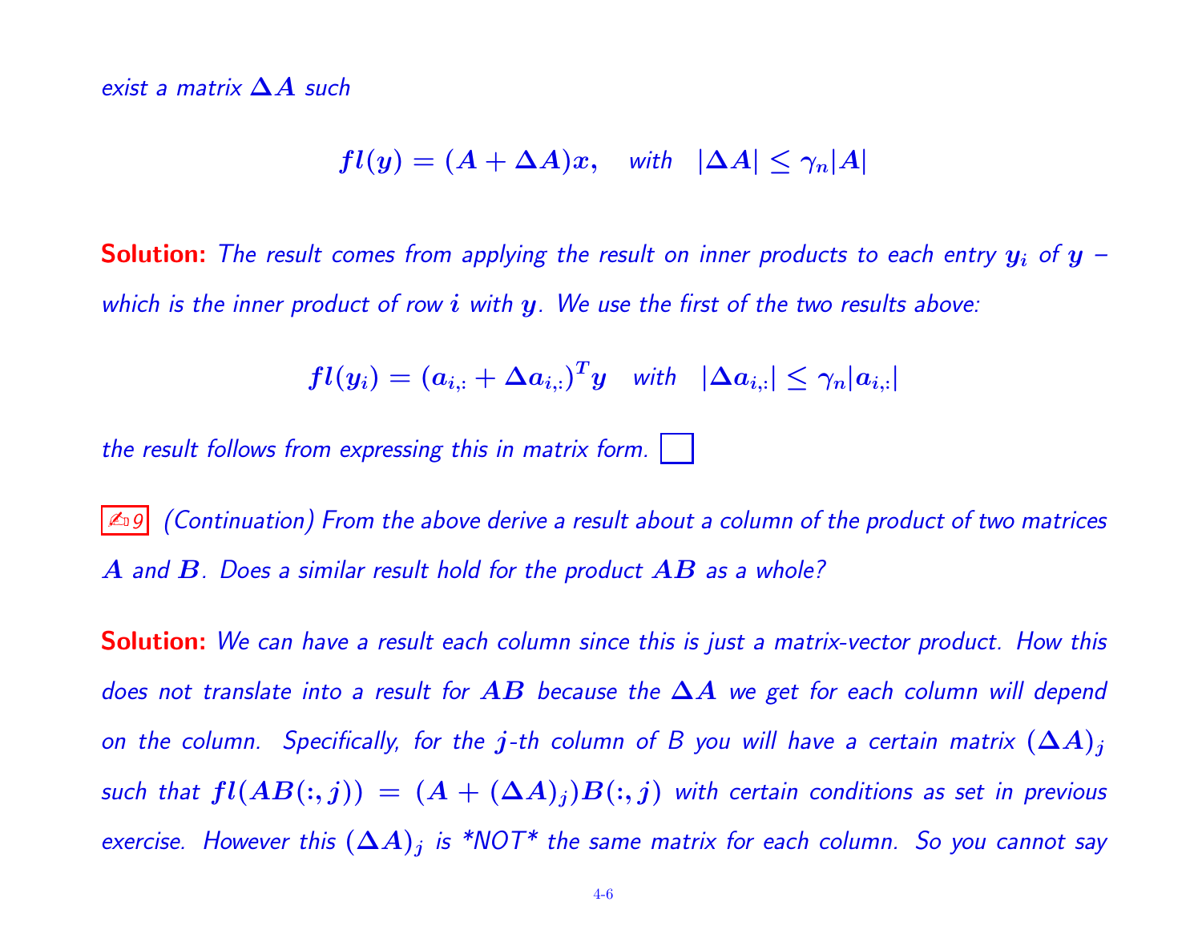*exist a matrix* $\Delta A$ *such*

$$fl(y) = (A + \Delta A)x, \quad \textit{with} \quad |\Delta A| \leq \gamma_n |A|$$

**Solution:** *The result comes from applying the result on inner products to each entry* $y_i$ *of* $y$ *– which is the inner product of row* $i$ *with* $y$*. We use the first of the two results above:*

$$fl(y_i) = (a_{i,:} + \Delta a_{i,:})^T y \quad \textit{with} \quad |\Delta a_{i,:}| \leq \gamma_n |a_{i,:}|$$

*the result follows from expressing this in matrix form.* □

✍ 9 *(Continuation) From the above derive a result about a column of the product of two matrices* $A$ *and* $B$*. Does a similar result hold for the product* $AB$ *as a whole?*

**Solution:** *We can have a result each column since this is just a matrix-vector product. How this does not translate into a result for* $AB$ *because the* $\Delta A$ *we get for each column will depend on the column. Specifically, for the* $j$*-th column of B you will have a certain matrix* $(\Delta A)_j$ *such that* $fl(AB(:,j)) = (A + (\Delta A)_j)B(:,j)$ *with certain conditions as set in previous exercise. However this* $(\Delta A)_j$ *is \*NOT\* the same matrix for each column. So you cannot say*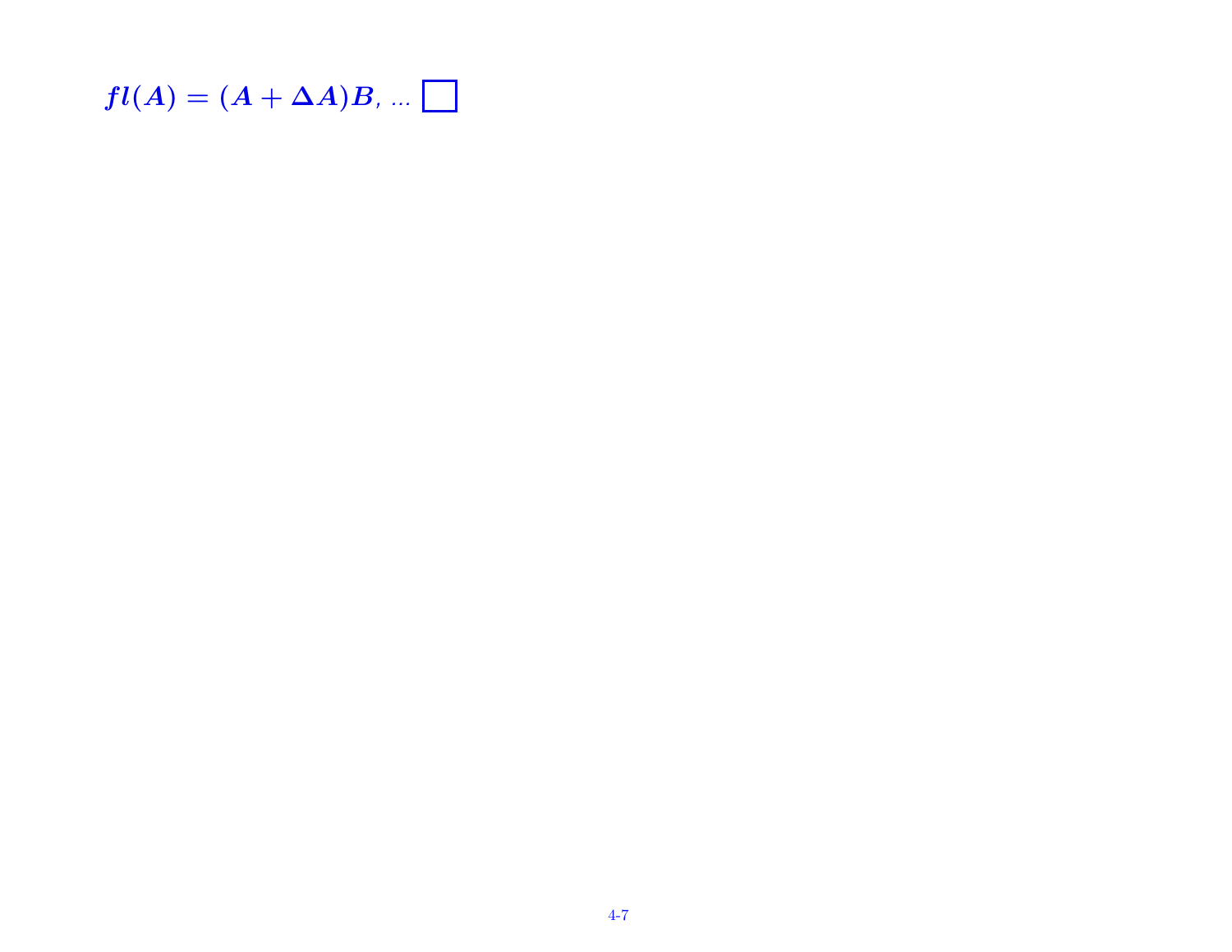$fl(A) = (A + \Delta A)B$, ... $\square$